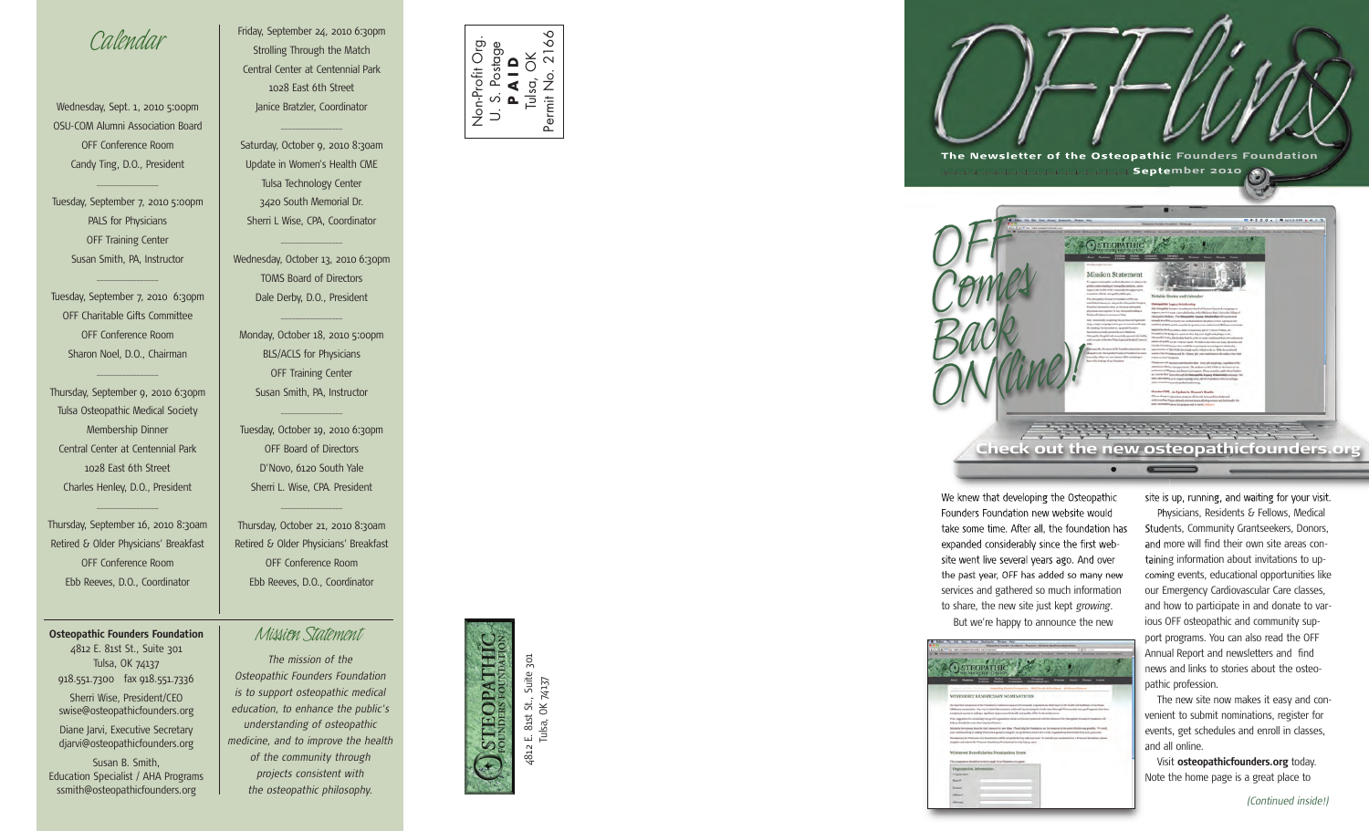# Calendar

Wednesday, Sept. 1, 2010 5:00pm
OSU-COM Alumni Association Board
OFF Conference Room
Candy Ting, D.O., President

---

Tuesday, September 7, 2010 5:00pm
PALS for Physicians
OFF Training Center
Susan Smith, PA, Instructor

---

Tuesday, September 7, 2010 6:30pm
OFF Charitable Gifts Committee
OFF Conference Room
Sharon Noel, D.O., Chairman

---

Thursday, September 9, 2010 6:30pm
Tulsa Osteopathic Medical Society
Membership Dinner
Central Center at Centennial Park
1028 East 6th Street
Charles Henley, D.O., President

---

Thursday, September 16, 2010 8:30am
Retired & Older Physicians' Breakfast
OFF Conference Room
Ebb Reeves, D.O., Coordinator

---

Friday, September 24, 2010 6:30pm
Strolling Through the Match
Central Center at Centennial Park
1028 East 6th Street
Janice Bratzler, Coordinator

---

Saturday, October 9, 2010 8:30am
Update in Women's Health CME
Tulsa Technology Center
3420 South Memorial Dr.
Sherri L Wise, CPA, Coordinator

---

Wednesday, October 13, 2010 6:30pm
TOMS Board of Directors
Dale Derby, D.O., President

---

Monday, October 18, 2010 5:00pm
BLS/ACLS for Physicians
OFF Training Center
Susan Smith, PA, Instructor

---

Tuesday, October 19, 2010 6:30pm
OFF Board of Directors
D'Novo, 6120 South Yale
Sherri L. Wise, CPA. President

---

Thursday, October 21, 2010 8:30am
Retired & Older Physicians' Breakfast
OFF Conference Room
Ebb Reeves, D.O., Coordinator

**Osteopathic Founders Foundation**
4812 E. 81st St., Suite 301
Tulsa, OK 74137
918.551.7300 fax 918.551.7336

Sherri Wise, President/CEO
swise@osteopathicfounders.org

Diane Jarvi, Executive Secretary
djarvi@osteopathicfounders.org

Susan B. Smith,
Education Specialist / AHA Programs
ssmith@osteopathicfounders.org

## Mission Statement

*The mission of the Osteopathic Founders Foundation is to support osteopathic medical education, to enhance the public's understanding of osteopathic medicine, and to improve the health of the community through projects consistent with the osteopathic philosophy.*

Non-Profit Org.
U. S. Postage
**PAID**
Tulsa, OK
Permit No. 2166

OSTEOPATHIC FOUNDERS FOUNDATION
4812 E. 81st St., Suite 301
Tulsa, OK 74137

# OFFline

**The Newsletter of the Osteopathic Founders Foundation**
**September 2010**

## OFF Comes Back ON(line)!

**Check out the new osteopathicfounders.org**

We knew that developing the Osteopathic Founders Foundation new website would take some time. After all, the foundation has expanded considerably since the first website went live several years ago. And over the past year, OFF has added so many new services and gathered so much information to share, the new site just kept *growing*.

But we're happy to announce the new site is up, running, and waiting for your visit.

Physicians, Residents & Fellows, Medical Students, Community Grantseekers, Donors, and more will find their own site areas containing information about invitations to upcoming events, educational opportunities like our Emergency Cardiovascular Care classes, and how to participate in and donate to various OFF osteopathic and community support programs. You can also read the OFF Annual Report and newsletters and find news and links to stories about the osteopathic profession.

The new site now makes it easy and convenient to submit nominations, register for events, get schedules and enroll in classes, and all online.

Visit **osteopathicfounders.org** today. Note the home page is a great place to

*(Continued inside!)*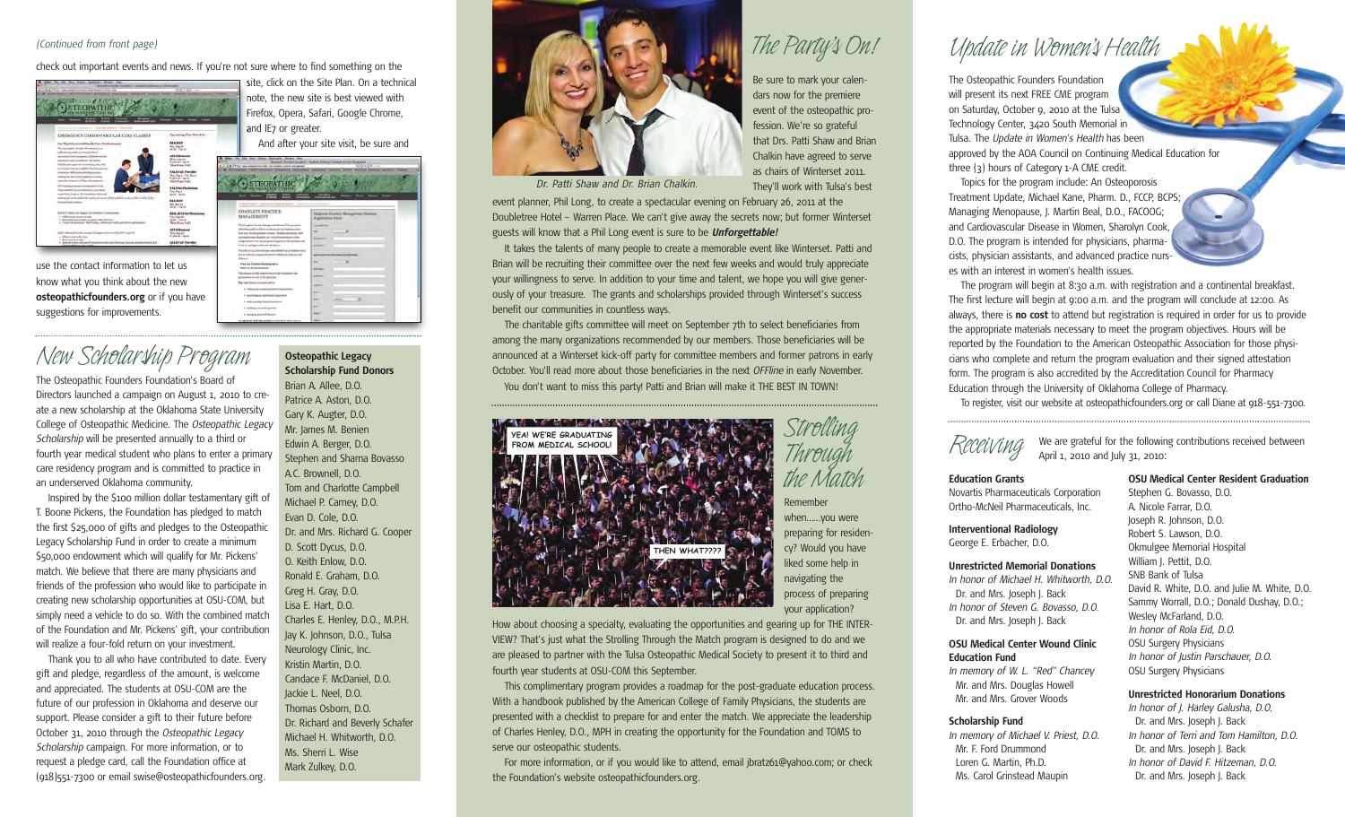*(Continued from front page)*

check out important events and news. If you're not sure where to find something on the site, click on the Site Plan. On a technical note, the new site is best viewed with Firefox, Opera, Safari, Google Chrome, and IE7 or greater.

And after your site visit, be sure and use the contact information to let us know what you think about the new **osteopathicfounders.org** or if you have suggestions for improvements.

# New Scholarship Program

The Osteopathic Founders Foundation's Board of Directors launched a campaign on August 1, 2010 to create a new scholarship at the Oklahoma State University College of Osteopathic Medicine. The *Osteopathic Legacy Scholarship* will be presented annually to a third or fourth year medical student who plans to enter a primary care residency program and is committed to practice in an underserved Oklahoma community.

Inspired by the $100 million dollar testamentary gift of T. Boone Pickens, the Foundation has pledged to match the first $25,000 of gifts and pledges to the Osteopathic Legacy Scholarship Fund in order to create a minimum $50,000 endowment which will qualify for Mr. Pickens' match. We believe that there are many physicians and friends of the profession who would like to participate in creating new scholarship opportunities at OSU-COM, but simply need a vehicle to do so. With the combined match of the Foundation and Mr. Pickens' gift, your contribution will realize a four-fold return on your investment.

Thank you to all who have contributed to date. Every gift and pledge, regardless of the amount, is welcome and appreciated. The students at OSU-COM are the future of our profession in Oklahoma and deserve our support. Please consider a gift to their future before October 31, 2010 through the *Osteopathic Legacy Scholarship* campaign. For more information, or to request a pledge card, call the Foundation office at (918)551-7300 or email swise@osteopathicfounders.org.

**Osteopathic Legacy Scholarship Fund Donors**

Brian A. Allee, D.O.
Patrice A. Aston, D.O.
Gary K. Augter, D.O.
Mr. James M. Benien
Edwin A. Berger, D.O.
Stephen and Sharna Bovasso
A.C. Brownell, D.O.
Tom and Charlotte Campbell
Michael P. Carney, D.O.
Evan D. Cole, D.O.
Dr. and Mrs. Richard G. Cooper
D. Scott Dycus, D.O.
O. Keith Enlow, D.O.
Ronald E. Graham, D.O.
Greg H. Gray, D.O.
Lisa E. Hart, D.O.
Charles E. Henley, D.O., M.P.H.
Jay K. Johnson, D.O., Tulsa Neurology Clinic, Inc.
Kristin Martin, D.O.
Candace F. McDaniel, D.O.
Jackie L. Neel, D.O.
Thomas Osborn, D.O.
Dr. Richard and Beverly Schafer
Michael H. Whitworth, D.O.
Ms. Sherri L. Wise
Mark Zulkey, D.O.

# The Party's On!

*Dr. Patti Shaw and Dr. Brian Chalkin.*

Be sure to mark your calendars now for the premiere event of the osteopathic profession. We're so grateful that Drs. Patti Shaw and Brian Chalkin have agreed to serve as chairs of Winterset 2011. They'll work with Tulsa's best event planner, Phil Long, to create a spectacular evening on February 26, 2011 at the Doubletree Hotel – Warren Place. We can't give away the secrets now; but former Winterset guests will know that a Phil Long event is sure to be ***Unforgettable!***

It takes the talents of many people to create a memorable event like Winterset. Patti and Brian will be recruiting their committee over the next few weeks and would truly appreciate your willingness to serve. In addition to your time and talent, we hope you will give generously of your treasure. The grants and scholarships provided through Winterset's success benefit our communities in countless ways.

The charitable gifts committee will meet on September 7th to select beneficiaries from among the many organizations recommended by our members. Those beneficiaries will be announced at a Winterset kick-off party for committee members and former patrons in early October. You'll read more about those beneficiaries in the next *OFFline* in early November.

You don't want to miss this party! Patti and Brian will make it THE BEST IN TOWN!

# Strolling Through the Match

YEA! WE'RE GRADUATING FROM MEDICAL SCHOOL!

THEN WHAT????

Remember when......you were preparing for residency? Would you have liked some help in navigating the process of preparing your application? How about choosing a specialty, evaluating the opportunities and gearing up for THE INTERVIEW? That's just what the Strolling Through the Match program is designed to do and we are pleased to partner with the Tulsa Osteopathic Medical Society to present it to third and fourth year students at OSU-COM this September.

This complimentary program provides a roadmap for the post-graduate education process. With a handbook published by the American College of Family Physicians, the students are presented with a checklist to prepare for and enter the match. We appreciate the leadership of Charles Henley, D.O., MPH in creating the opportunity for the Foundation and TOMS to serve our osteopathic students.

For more information, or if you would like to attend, email jbratz61@yahoo.com; or check the Foundation's website osteopathicfounders.org.

# Update in Women's Health

The Osteopathic Founders Foundation will present its next FREE CME program on Saturday, October 9, 2010 at the Tulsa Technology Center, 3420 South Memorial in Tulsa. The *Update in Women's Health* has been approved by the AOA Council on Continuing Medical Education for three (3) hours of Category 1-A CME credit.

Topics for the program include: An Osteoporosis Treatment Update, Michael Kane, Pharm. D., FCCP, BCPS; Managing Menopause, J. Martin Beal, D.O., FACOOG; and Cardiovascular Disease in Women, Sharolyn Cook, D.O. The program is intended for physicians, pharmacists, physician assistants, and advanced practice nurses with an interest in women's health issues.

The program will begin at 8:30 a.m. with registration and a continental breakfast. The first lecture will begin at 9:00 a.m. and the program will conclude at 12:00. As always, there is **no cost** to attend but registration is required in order for us to provide the appropriate materials necessary to meet the program objectives. Hours will be reported by the Foundation to the American Osteopathic Association for those physicians who complete and return the program evaluation and their signed attestation form. The program is also accredited by the Accreditation Council for Pharmacy Education through the University of Oklahoma College of Pharmacy.

To register, visit our website at osteopathicfounders.org or call Diane at 918-551-7300.

# Receiving

We are grateful for the following contributions received between April 1, 2010 and July 31, 2010:

**Education Grants**
Novartis Pharmaceuticals Corporation
Ortho-McNeil Pharmaceuticals, Inc.

**Interventional Radiology**
George E. Erbacher, D.O.

**Unrestricted Memorial Donations**
*In honor of Michael H. Whitworth, D.O.*
Dr. and Mrs. Joseph J. Back
*In honor of Steven G. Bovasso, D.O.*
Dr. and Mrs. Joseph J. Back

**OSU Medical Center Wound Clinic Education Fund**
*In memory of W. L. "Red" Chancey*
Mr. and Mrs. Douglas Howell
Mr. and Mrs. Grover Woods

**Scholarship Fund**
*In memory of Michael V. Priest, D.O.*
Mr. F. Ford Drummond
Loren G. Martin, Ph.D.
Ms. Carol Grinstead Maupin

**OSU Medical Center Resident Graduation**
Stephen G. Bovasso, D.O.
A. Nicole Farrar, D.O.
Joseph R. Johnson, D.O.
Robert S. Lawson, D.O.
Okmulgee Memorial Hospital
William J. Pettit, D.O.
SNB Bank of Tulsa
David R. White, D.O. and Julie M. White, D.O.
Sammy Worrall, D.O.; Donald Dushay, D.O.;
Wesley McFarland, D.O.
*In honor of Rola Eid, D.O.*
OSU Surgery Physicians
*In honor of Justin Parschauer, D.O.*
OSU Surgery Physicians

**Unrestricted Honorarium Donations**
*In honor of J. Harley Galusha, D.O.*
Dr. and Mrs. Joseph J. Back
*In honor of Terri and Tom Hamilton, D.O.*
Dr. and Mrs. Joseph J. Back
*In honor of David F. Hitzeman, D.O.*
Dr. and Mrs. Joseph J. Back